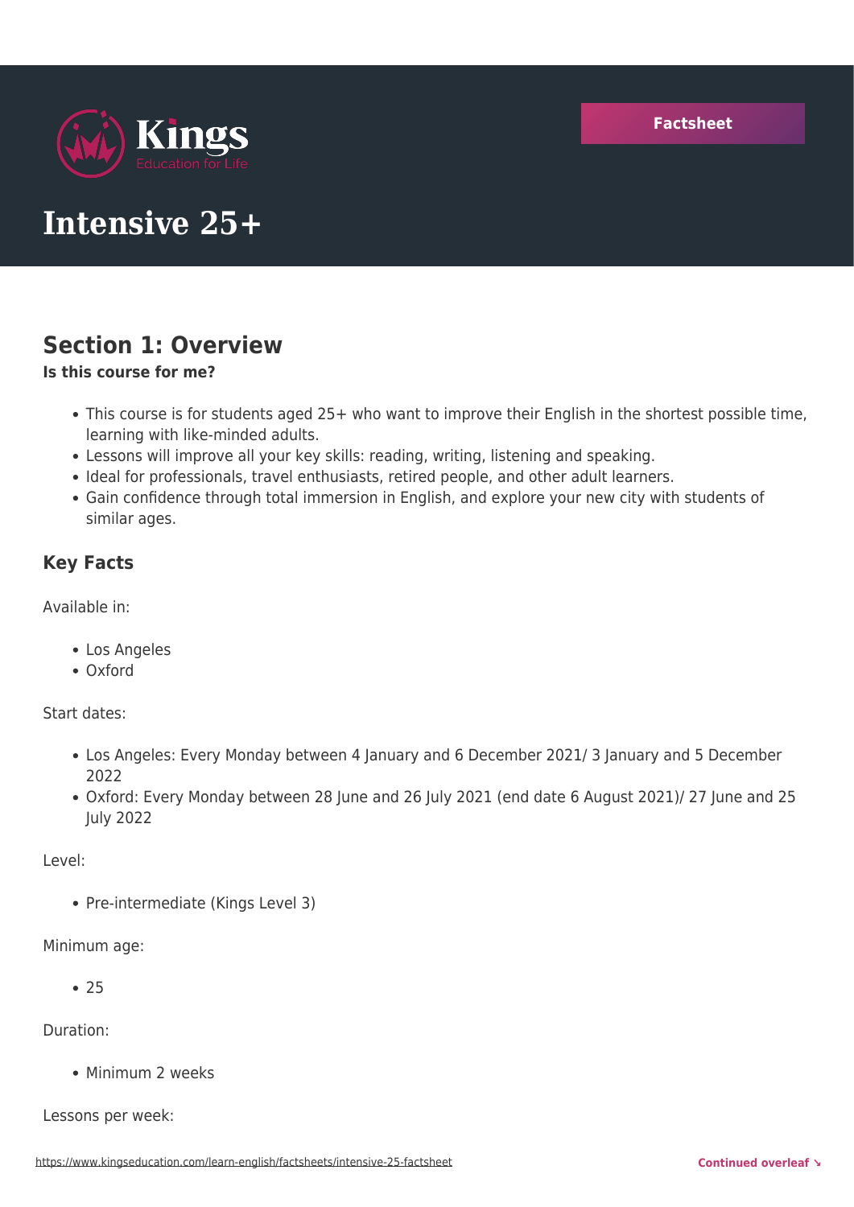Factsheet

# Intensive 25+

## Section 1: Overview

**Is this course for me?**

- This course is for students aged 25+ who want to improve their English in the shortest possible time, learning with like-minded adults.
- Lessons will improve all your key skills: reading, writing, listening and speaking.
- Ideal for professionals, travel enthusiasts, retired people, and other adult learners.
- Gain confidence through total immersion in English, and explore your new city with students of similar ages.

### Key Facts

Available in:

- Los Angeles
- Oxford

Start dates:

- Los Angeles: Every Monday between 4 January and 6 December 2021/ 3 January and 5 December 2022
- Oxford: Every Monday between 28 June and 26 July 2021 (end date 6 August 2021)/ 27 June and 25 July 2022

Level:

- Pre-intermediate (Kings Level 3)

Minimum age:

- 25

Duration:

- Minimum 2 weeks

Lessons per week: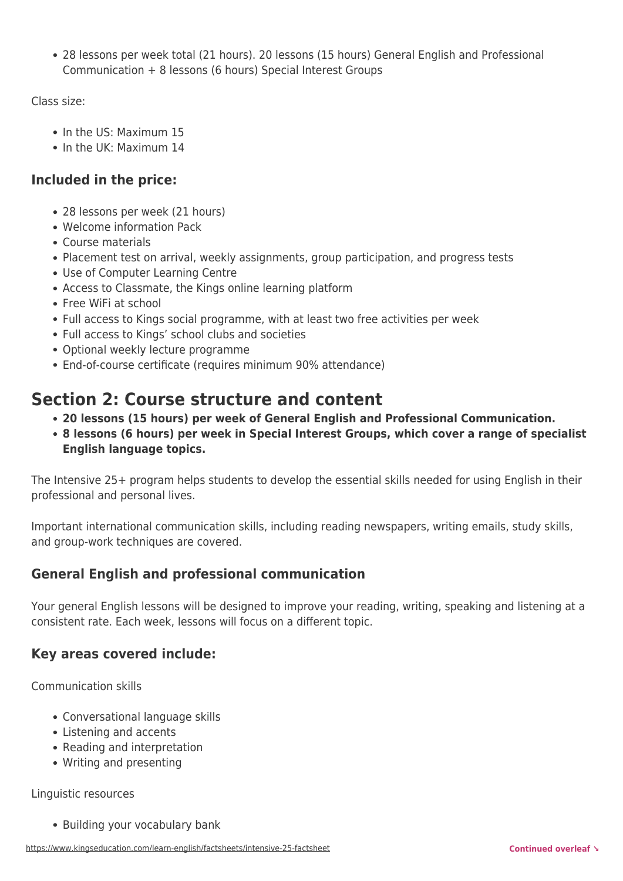- 28 lessons per week total (21 hours). 20 lessons (15 hours) General English and Professional Communication + 8 lessons (6 hours) Special Interest Groups

Class size:

- In the US: Maximum 15
- In the UK: Maximum 14

### Included in the price:

- 28 lessons per week (21 hours)
- Welcome information Pack
- Course materials
- Placement test on arrival, weekly assignments, group participation, and progress tests
- Use of Computer Learning Centre
- Access to Classmate, the Kings online learning platform
- Free WiFi at school
- Full access to Kings social programme, with at least two free activities per week
- Full access to Kings' school clubs and societies
- Optional weekly lecture programme
- End-of-course certificate (requires minimum 90% attendance)

## Section 2: Course structure and content

- **20 lessons (15 hours) per week of General English and Professional Communication.**
- **8 lessons (6 hours) per week in Special Interest Groups, which cover a range of specialist English language topics.**

The Intensive 25+ program helps students to develop the essential skills needed for using English in their professional and personal lives.

Important international communication skills, including reading newspapers, writing emails, study skills, and group-work techniques are covered.

### General English and professional communication

Your general English lessons will be designed to improve your reading, writing, speaking and listening at a consistent rate. Each week, lessons will focus on a different topic.

### Key areas covered include:

Communication skills

- Conversational language skills
- Listening and accents
- Reading and interpretation
- Writing and presenting

Linguistic resources

- Building your vocabulary bank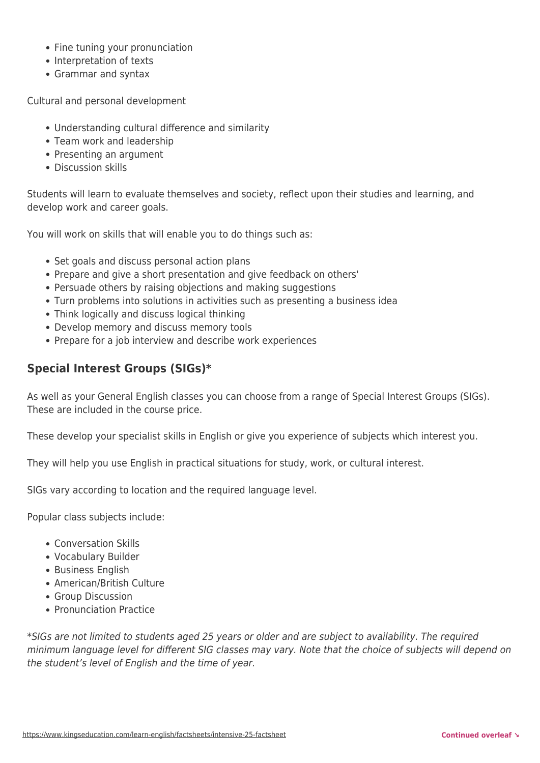- Fine tuning your pronunciation
- Interpretation of texts
- Grammar and syntax

Cultural and personal development

- Understanding cultural difference and similarity
- Team work and leadership
- Presenting an argument
- Discussion skills

Students will learn to evaluate themselves and society, reflect upon their studies and learning, and develop work and career goals.

You will work on skills that will enable you to do things such as:

- Set goals and discuss personal action plans
- Prepare and give a short presentation and give feedback on others'
- Persuade others by raising objections and making suggestions
- Turn problems into solutions in activities such as presenting a business idea
- Think logically and discuss logical thinking
- Develop memory and discuss memory tools
- Prepare for a job interview and describe work experiences

## Special Interest Groups (SIGs)*

As well as your General English classes you can choose from a range of Special Interest Groups (SIGs). These are included in the course price.

These develop your specialist skills in English or give you experience of subjects which interest you.

They will help you use English in practical situations for study, work, or cultural interest.

SIGs vary according to location and the required language level.

Popular class subjects include:

- Conversation Skills
- Vocabulary Builder
- Business English
- American/British Culture
- Group Discussion
- Pronunciation Practice

*\*SIGs are not limited to students aged 25 years or older and are subject to availability. The required minimum language level for different SIG classes may vary. Note that the choice of subjects will depend on the student's level of English and the time of year.*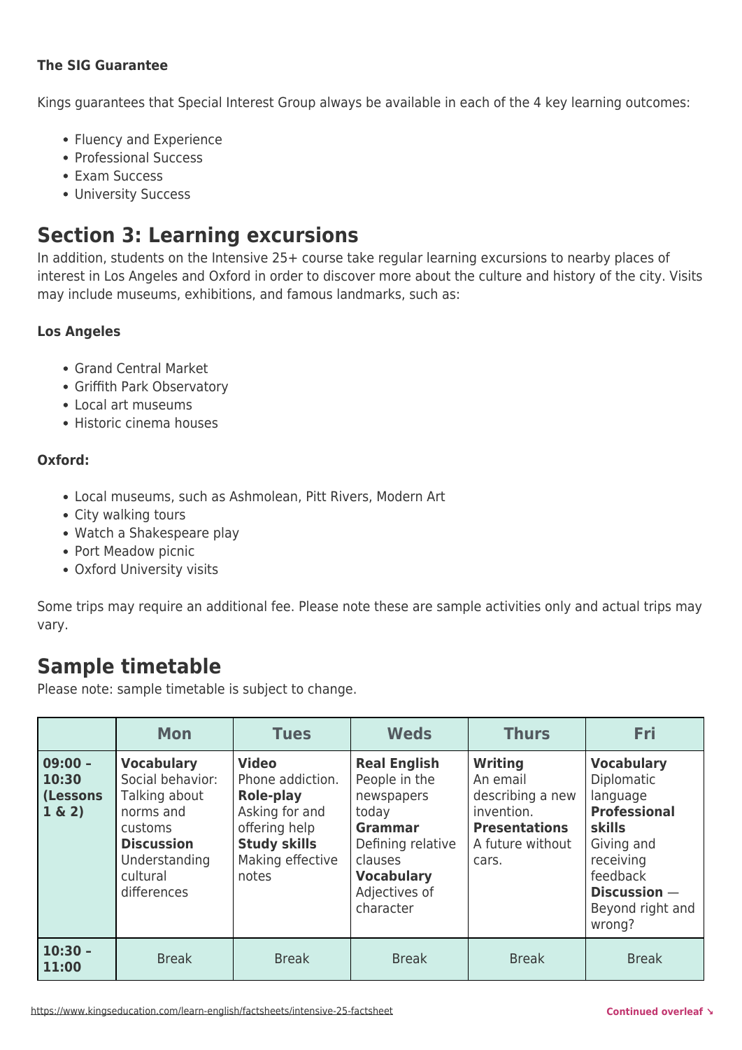**The SIG Guarantee**

Kings guarantees that Special Interest Group always be available in each of the 4 key learning outcomes:

- Fluency and Experience
- Professional Success
- Exam Success
- University Success

## Section 3: Learning excursions

In addition, students on the Intensive 25+ course take regular learning excursions to nearby places of interest in Los Angeles and Oxford in order to discover more about the culture and history of the city. Visits may include museums, exhibitions, and famous landmarks, such as:

**Los Angeles**

- Grand Central Market
- Griffith Park Observatory
- Local art museums
- Historic cinema houses

**Oxford:**

- Local museums, such as Ashmolean, Pitt Rivers, Modern Art
- City walking tours
- Watch a Shakespeare play
- Port Meadow picnic
- Oxford University visits

Some trips may require an additional fee. Please note these are sample activities only and actual trips may vary.

## Sample timetable

Please note: sample timetable is subject to change.

| | Mon | Tues | Weds | Thurs | Fri |
|---|---|---|---|---|---|
| **09:00 – 10:30 (Lessons 1 & 2)** | **Vocabulary** Social behavior: Talking about norms and customs **Discussion** Understanding cultural differences | **Video** Phone addiction. **Role-play** Asking for and offering help **Study skills** Making effective notes | **Real English** People in the newspapers today **Grammar** Defining relative clauses **Vocabulary** Adjectives of character | **Writing** An email describing a new invention. **Presentations** A future without cars. | **Vocabulary** Diplomatic language **Professional skills** Giving and receiving feedback **Discussion** — Beyond right and wrong? |
| **10:30 – 11:00** | Break | Break | Break | Break | Break |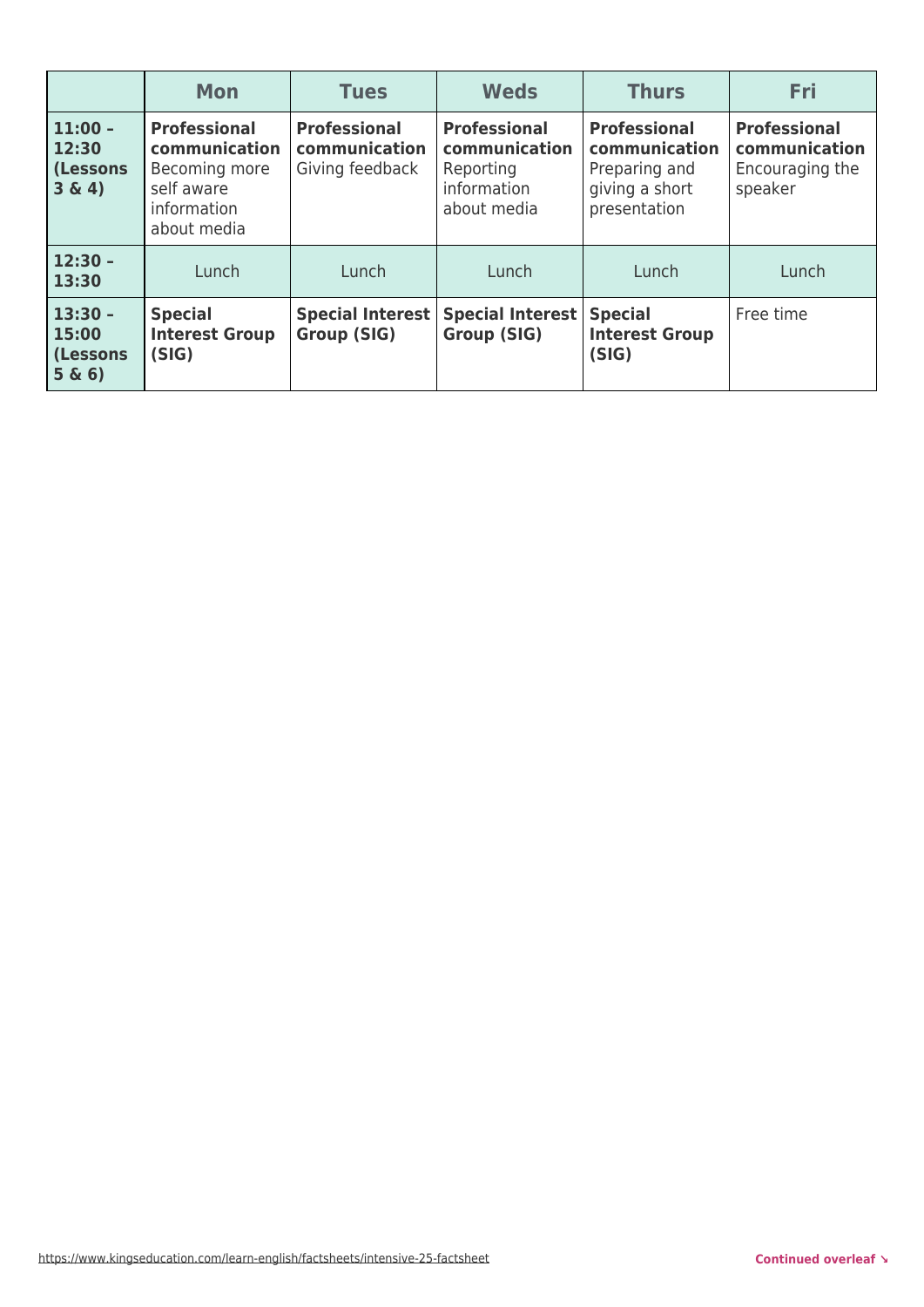| | Mon | Tues | Weds | Thurs | Fri |
|---|---|---|---|---|---|
| **11:00 – 12:30 (Lessons 3 & 4)** | **Professional communication** Becoming more self aware information about media | **Professional communication** Giving feedback | **Professional communication** Reporting information about media | **Professional communication** Preparing and giving a short presentation | **Professional communication** Encouraging the speaker |
| **12:30 – 13:30** | Lunch | Lunch | Lunch | Lunch | Lunch |
| **13:30 – 15:00 (Lessons 5 & 6)** | **Special Interest Group (SIG)** | **Special Interest Group (SIG)** | **Special Interest Group (SIG)** | **Special Interest Group (SIG)** | Free time |

https://www.kingseducation.com/learn-english/factsheets/intensive-25-factsheet

**Continued overleaf ↘**